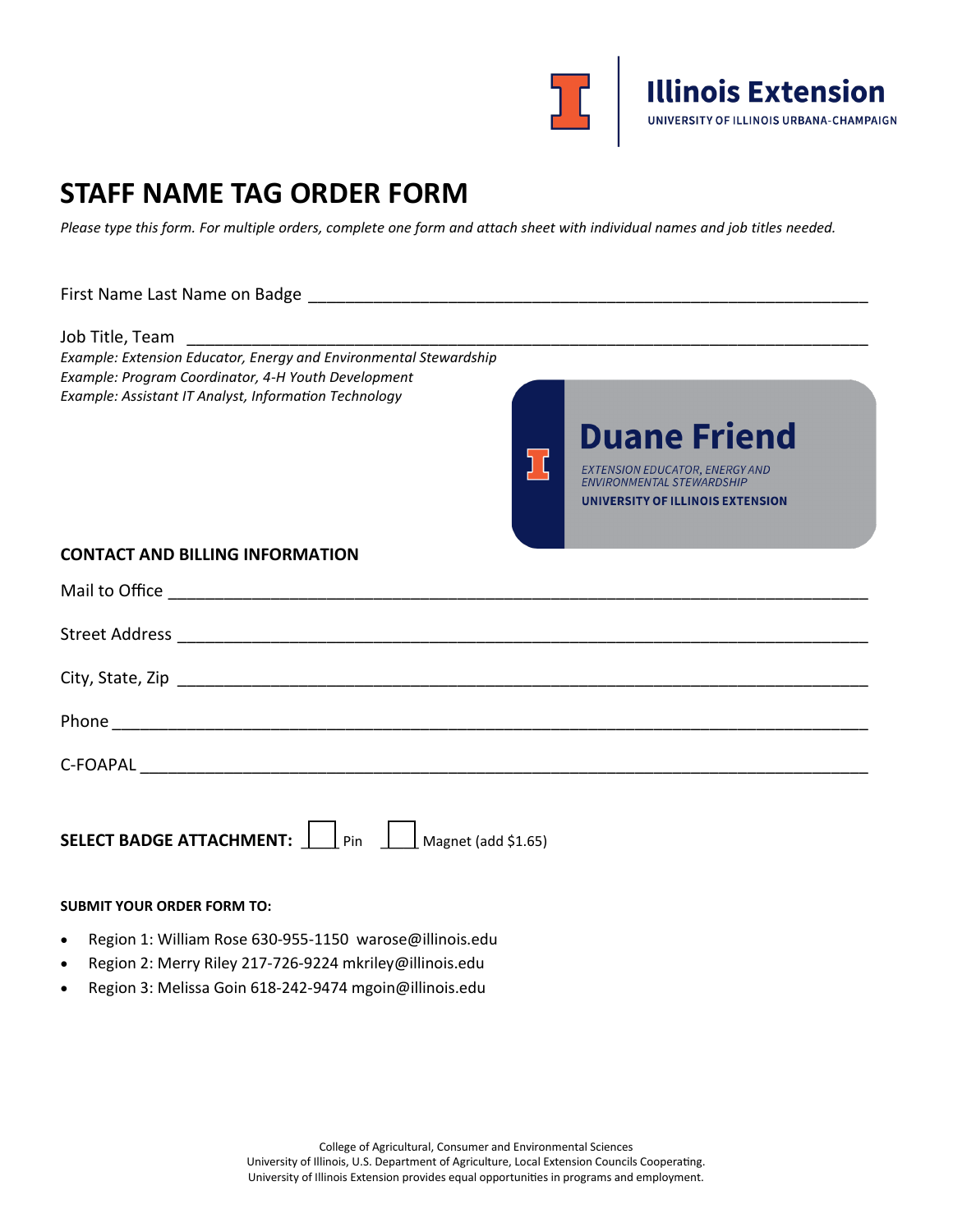Illinois Extension
UNIVERSITY OF ILLINOIS URBANA-CHAMPAIGN

# STAFF NAME TAG ORDER FORM

*Please type this form. For multiple orders, complete one form and attach sheet with individual names and job titles needed.*

First Name Last Name on Badge ______________________________________________________________

Job Title, Team ______________________________________________________________________

*Example: Extension Educator, Energy and Environmental Stewardship*
*Example: Program Coordinator, 4-H Youth Development*
*Example: Assistant IT Analyst, Information Technology*

**Duane Friend**
*EXTENSION EDUCATOR, ENERGY AND ENVIRONMENTAL STEWARDSHIP*
**UNIVERSITY OF ILLINOIS EXTENSION**

### CONTACT AND BILLING INFORMATION

Mail to Office ________________________________________________________________________

Street Address ________________________________________________________________________

City, State, Zip _______________________________________________________________________

Phone ______________________________________________________________________________

C-FOAPAL ___________________________________________________________________________

**SELECT BADGE ATTACHMENT:** ☐ Pin ☐ Magnet (add $1.65)

**SUBMIT YOUR ORDER FORM TO:**

- Region 1: William Rose 630-955-1150 warose@illinois.edu
- Region 2: Merry Riley 217-726-9224 mkriley@illinois.edu
- Region 3: Melissa Goin 618-242-9474 mgoin@illinois.edu

College of Agricultural, Consumer and Environmental Sciences
University of Illinois, U.S. Department of Agriculture, Local Extension Councils Cooperating.
University of Illinois Extension provides equal opportunities in programs and employment.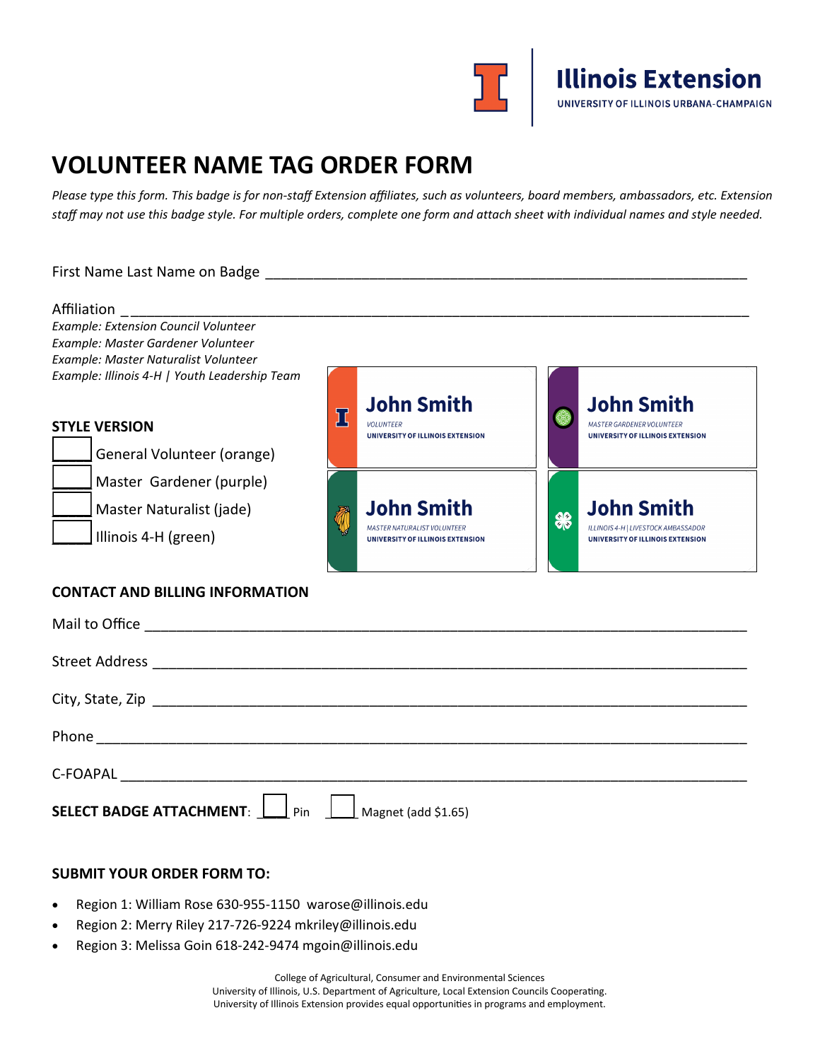Illinois Extension

UNIVERSITY OF ILLINOIS URBANA-CHAMPAIGN

# VOLUNTEER NAME TAG ORDER FORM

*Please type this form. This badge is for non-staff Extension affiliates, such as volunteers, board members, ambassadors, etc. Extension staff may not use this badge style. For multiple orders, complete one form and attach sheet with individual names and style needed.*

First Name Last Name on Badge ___________________________________________________________

Affiliation _______________________________________________________________________

*Example: Extension Council Volunteer*
*Example: Master Gardener Volunteer*
*Example: Master Naturalist Volunteer*
*Example: Illinois 4-H | Youth Leadership Team*

**STYLE VERSION**

- ☐ General Volunteer (orange)
- ☐ Master Gardener (purple)
- ☐ Master Naturalist (jade)
- ☐ Illinois 4-H (green)

John Smith
VOLUNTEER
UNIVERSITY OF ILLINOIS EXTENSION

John Smith
MASTER GARDENER VOLUNTEER
UNIVERSITY OF ILLINOIS EXTENSION

John Smith
MASTER NATURALIST VOLUNTEER
UNIVERSITY OF ILLINOIS EXTENSION

John Smith
ILLINOIS 4-H | LIVESTOCK AMBASSADOR
UNIVERSITY OF ILLINOIS EXTENSION

**CONTACT AND BILLING INFORMATION**

Mail to Office ___________________________________________________________________

Street Address __________________________________________________________________

City, State, Zip _________________________________________________________________

Phone _________________________________________________________________________

C-FOAPAL ______________________________________________________________________

**SELECT BADGE ATTACHMENT**: ☐ Pin ☐ Magnet (add $1.65)

**SUBMIT YOUR ORDER FORM TO:**

- Region 1: William Rose 630-955-1150 warose@illinois.edu
- Region 2: Merry Riley 217-726-9224 mkriley@illinois.edu
- Region 3: Melissa Goin 618-242-9474 mgoin@illinois.edu

College of Agricultural, Consumer and Environmental Sciences
University of Illinois, U.S. Department of Agriculture, Local Extension Councils Cooperating.
University of Illinois Extension provides equal opportunities in programs and employment.